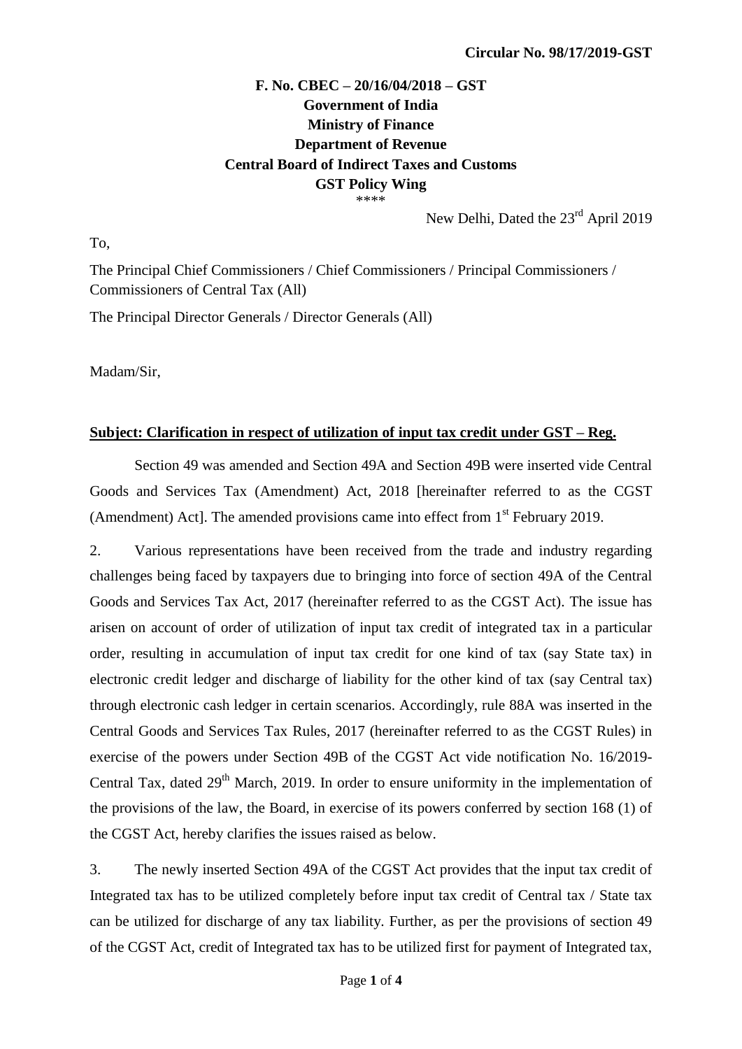**Circular No. 98/17/2019-GST**

**F. No. CBEC – 20/16/04/2018 – GST**
**Government of India**
**Ministry of Finance**
**Department of Revenue**
**Central Board of Indirect Taxes and Customs**
**GST Policy Wing**

\*\*\*\*

New Delhi, Dated the 23rd April 2019

To,

The Principal Chief Commissioners / Chief Commissioners / Principal Commissioners / Commissioners of Central Tax (All)

The Principal Director Generals / Director Generals (All)

Madam/Sir,

**Subject: Clarification in respect of utilization of input tax credit under GST – Reg.**

Section 49 was amended and Section 49A and Section 49B were inserted vide Central Goods and Services Tax (Amendment) Act, 2018 [hereinafter referred to as the CGST (Amendment) Act]. The amended provisions came into effect from 1st February 2019.

2. Various representations have been received from the trade and industry regarding challenges being faced by taxpayers due to bringing into force of section 49A of the Central Goods and Services Tax Act, 2017 (hereinafter referred to as the CGST Act). The issue has arisen on account of order of utilization of input tax credit of integrated tax in a particular order, resulting in accumulation of input tax credit for one kind of tax (say State tax) in electronic credit ledger and discharge of liability for the other kind of tax (say Central tax) through electronic cash ledger in certain scenarios. Accordingly, rule 88A was inserted in the Central Goods and Services Tax Rules, 2017 (hereinafter referred to as the CGST Rules) in exercise of the powers under Section 49B of the CGST Act vide notification No. 16/2019-Central Tax, dated 29th March, 2019. In order to ensure uniformity in the implementation of the provisions of the law, the Board, in exercise of its powers conferred by section 168 (1) of the CGST Act, hereby clarifies the issues raised as below.

3. The newly inserted Section 49A of the CGST Act provides that the input tax credit of Integrated tax has to be utilized completely before input tax credit of Central tax / State tax can be utilized for discharge of any tax liability. Further, as per the provisions of section 49 of the CGST Act, credit of Integrated tax has to be utilized first for payment of Integrated tax,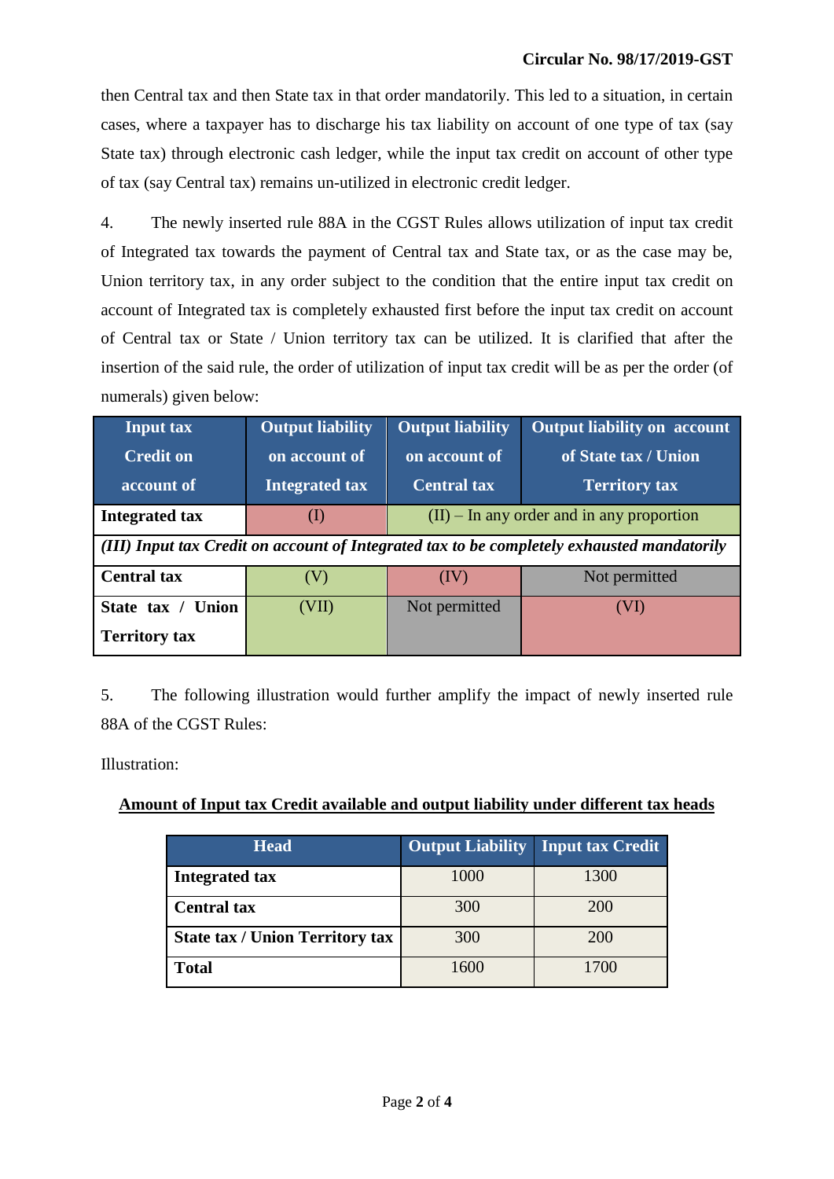then Central tax and then State tax in that order mandatorily. This led to a situation, in certain cases, where a taxpayer has to discharge his tax liability on account of one type of tax (say State tax) through electronic cash ledger, while the input tax credit on account of other type of tax (say Central tax) remains un-utilized in electronic credit ledger.

4. The newly inserted rule 88A in the CGST Rules allows utilization of input tax credit of Integrated tax towards the payment of Central tax and State tax, or as the case may be, Union territory tax, in any order subject to the condition that the entire input tax credit on account of Integrated tax is completely exhausted first before the input tax credit on account of Central tax or State / Union territory tax can be utilized. It is clarified that after the insertion of the said rule, the order of utilization of input tax credit will be as per the order (of numerals) given below:

| Input tax Credit on account of | Output liability on account of Integrated tax | Output liability on account of Central tax | Output liability on account of State tax / Union Territory tax |
|---|---|---|---|
| **Integrated tax** | (I) | (II) – In any order and in any proportion | |
| *(III) Input tax Credit on account of Integrated tax to be completely exhausted mandatorily* | | | |
| **Central tax** | (V) | (IV) | Not permitted |
| **State tax / Union Territory tax** | (VII) | Not permitted | (VI) |

5. The following illustration would further amplify the impact of newly inserted rule 88A of the CGST Rules:

Illustration:

**<u>Amount of Input tax Credit available and output liability under different tax heads</u>**

| Head | Output Liability | Input tax Credit |
|---|---|---|
| **Integrated tax** | 1000 | 1300 |
| **Central tax** | 300 | 200 |
| **State tax / Union Territory tax** | 300 | 200 |
| **Total** | 1600 | 1700 |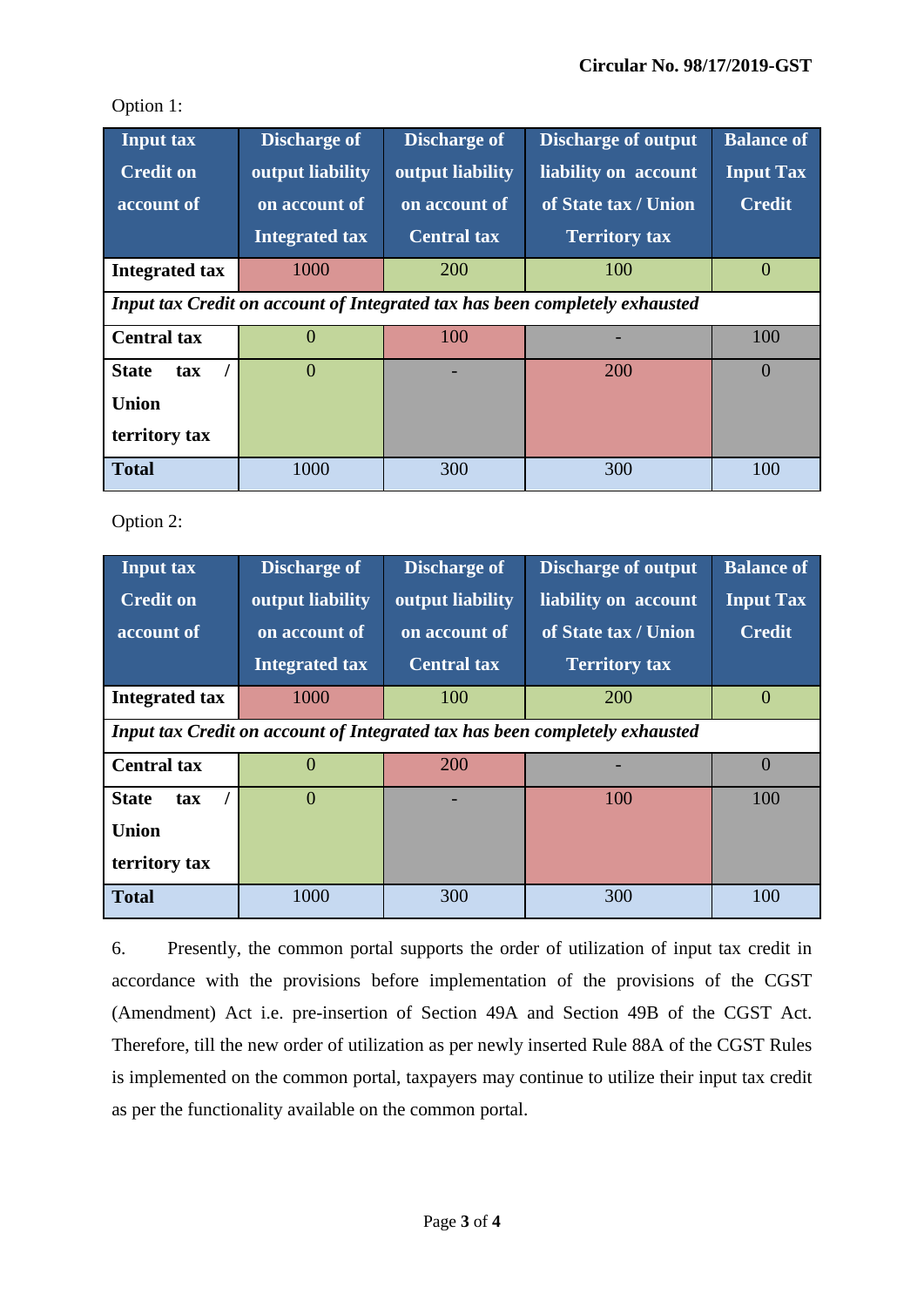Circular No. 98/17/2019-GST

Option 1:

| Input tax Credit on account of | Discharge of output liability on account of Integrated tax | Discharge of output liability on account of Central tax | Discharge of output liability on account of State tax / Union Territory tax | Balance of Input Tax Credit |
|---|---|---|---|---|
| **Integrated tax** | 1000 | 200 | 100 | 0 |
| *Input tax Credit on account of Integrated tax has been completely exhausted* | | | | |
| **Central tax** | 0 | 100 | - | 100 |
| **State tax / Union territory tax** | 0 | - | 200 | 0 |
| **Total** | 1000 | 300 | 300 | 100 |

Option 2:

| Input tax Credit on account of | Discharge of output liability on account of Integrated tax | Discharge of output liability on account of Central tax | Discharge of output liability on account of State tax / Union Territory tax | Balance of Input Tax Credit |
|---|---|---|---|---|
| **Integrated tax** | 1000 | 100 | 200 | 0 |
| *Input tax Credit on account of Integrated tax has been completely exhausted* | | | | |
| **Central tax** | 0 | 200 | - | 0 |
| **State tax / Union territory tax** | 0 | - | 100 | 100 |
| **Total** | 1000 | 300 | 300 | 100 |

6. Presently, the common portal supports the order of utilization of input tax credit in accordance with the provisions before implementation of the provisions of the CGST (Amendment) Act i.e. pre-insertion of Section 49A and Section 49B of the CGST Act. Therefore, till the new order of utilization as per newly inserted Rule 88A of the CGST Rules is implemented on the common portal, taxpayers may continue to utilize their input tax credit as per the functionality available on the common portal.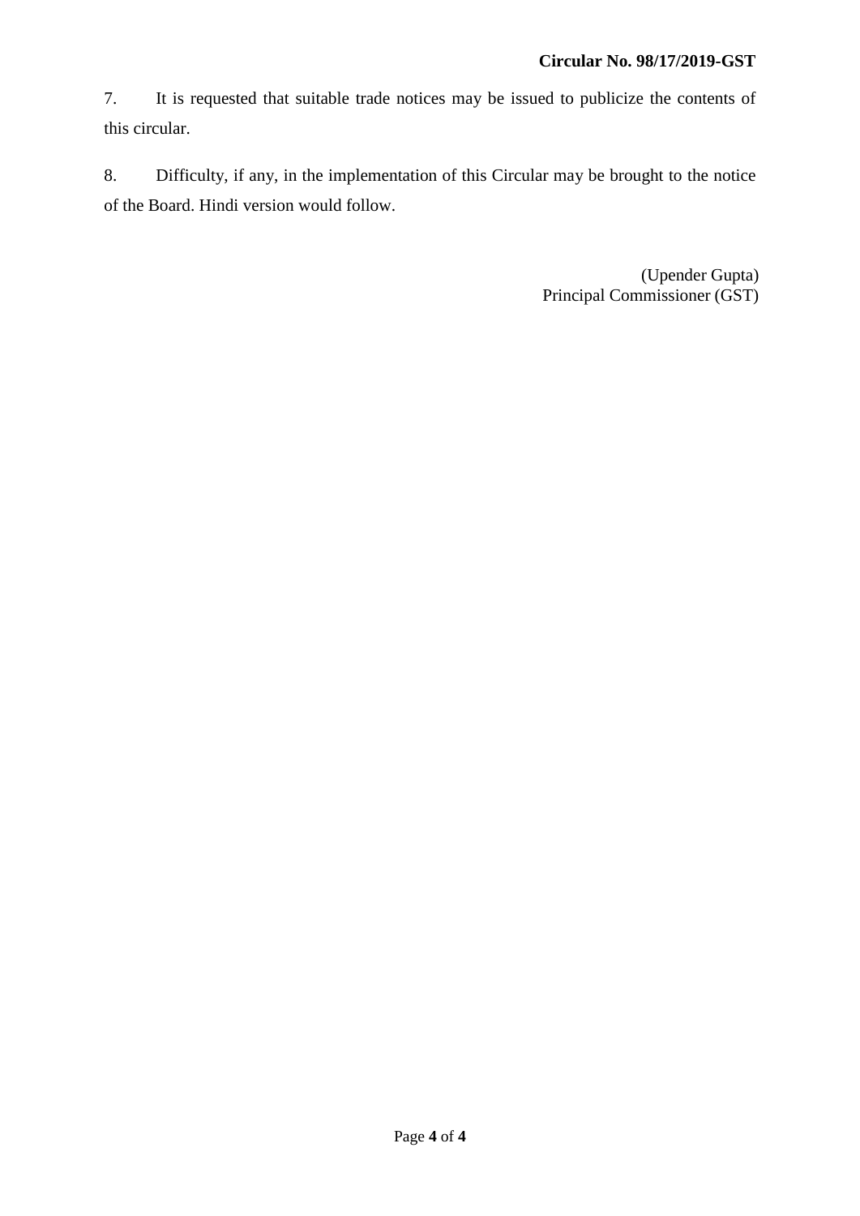7. It is requested that suitable trade notices may be issued to publicize the contents of this circular.

8. Difficulty, if any, in the implementation of this Circular may be brought to the notice of the Board. Hindi version would follow.

(Upender Gupta)
Principal Commissioner (GST)